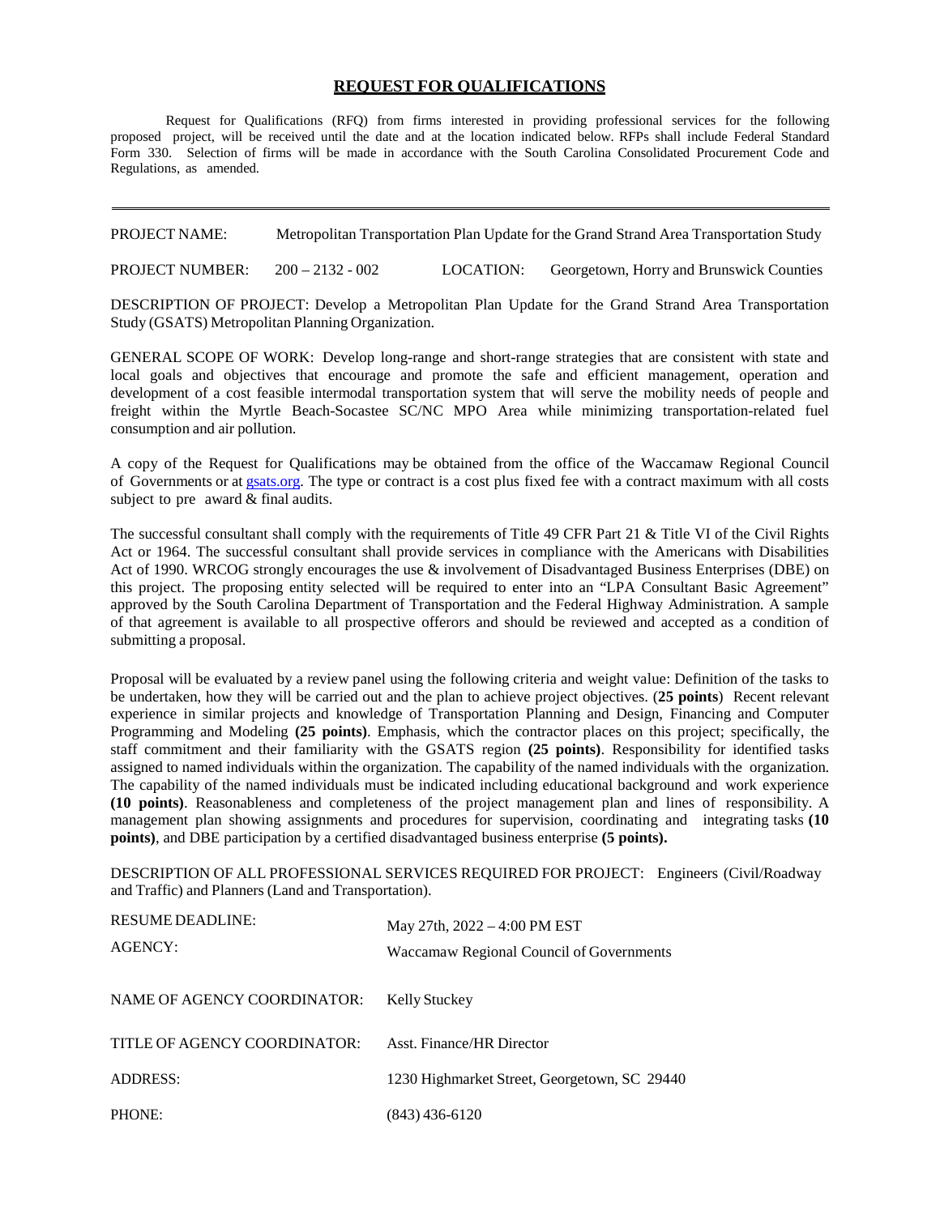# REQUEST FOR QUALIFICATIONS

Request for Qualifications (RFQ) from firms interested in providing professional services for the following proposed project, will be received until the date and at the location indicated below. RFPs shall include Federal Standard Form 330. Selection of firms will be made in accordance with the South Carolina Consolidated Procurement Code and Regulations, as amended.

---

PROJECT NAME: Metropolitan Transportation Plan Update for the Grand Strand Area Transportation Study

PROJECT NUMBER: 200 – 2132 - 002 LOCATION: Georgetown, Horry and Brunswick Counties

DESCRIPTION OF PROJECT: Develop a Metropolitan Plan Update for the Grand Strand Area Transportation Study (GSATS) Metropolitan Planning Organization.

GENERAL SCOPE OF WORK: Develop long-range and short-range strategies that are consistent with state and local goals and objectives that encourage and promote the safe and efficient management, operation and development of a cost feasible intermodal transportation system that will serve the mobility needs of people and freight within the Myrtle Beach-Socastee SC/NC MPO Area while minimizing transportation-related fuel consumption and air pollution.

A copy of the Request for Qualifications may be obtained from the office of the Waccamaw Regional Council of Governments or at [gsats.org](gsats.org). The type or contract is a cost plus fixed fee with a contract maximum with all costs subject to pre award & final audits.

The successful consultant shall comply with the requirements of Title 49 CFR Part 21 & Title VI of the Civil Rights Act or 1964. The successful consultant shall provide services in compliance with the Americans with Disabilities Act of 1990. WRCOG strongly encourages the use & involvement of Disadvantaged Business Enterprises (DBE) on this project. The proposing entity selected will be required to enter into an "LPA Consultant Basic Agreement" approved by the South Carolina Department of Transportation and the Federal Highway Administration. A sample of that agreement is available to all prospective offerors and should be reviewed and accepted as a condition of submitting a proposal.

Proposal will be evaluated by a review panel using the following criteria and weight value: Definition of the tasks to be undertaken, how they will be carried out and the plan to achieve project objectives. (**25 points**) Recent relevant experience in similar projects and knowledge of Transportation Planning and Design, Financing and Computer Programming and Modeling **(25 points)**. Emphasis, which the contractor places on this project; specifically, the staff commitment and their familiarity with the GSATS region **(25 points)**. Responsibility for identified tasks assigned to named individuals within the organization. The capability of the named individuals with the organization. The capability of the named individuals must be indicated including educational background and work experience **(10 points)**. Reasonableness and completeness of the project management plan and lines of responsibility. A management plan showing assignments and procedures for supervision, coordinating and integrating tasks **(10 points)**, and DBE participation by a certified disadvantaged business enterprise **(5 points).**

DESCRIPTION OF ALL PROFESSIONAL SERVICES REQUIRED FOR PROJECT: Engineers (Civil/Roadway and Traffic) and Planners (Land and Transportation).

RESUME DEADLINE: May 27th, 2022 – 4:00 PM EST

AGENCY: Waccamaw Regional Council of Governments

NAME OF AGENCY COORDINATOR: Kelly Stuckey

TITLE OF AGENCY COORDINATOR: Asst. Finance/HR Director

ADDRESS: 1230 Highmarket Street, Georgetown, SC 29440

PHONE: (843) 436-6120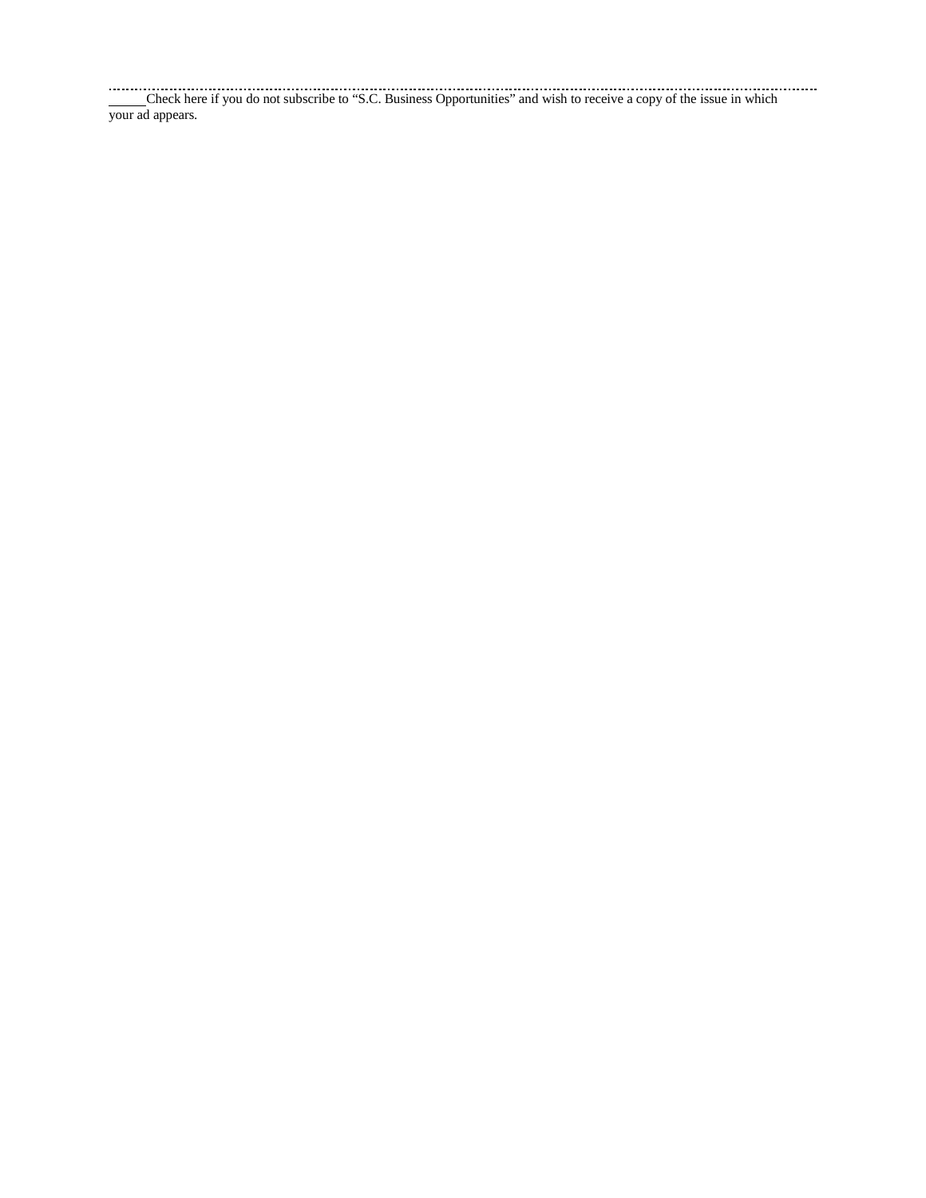______Check here if you do not subscribe to "S.C. Business Opportunities" and wish to receive a copy of the issue in which your ad appears.